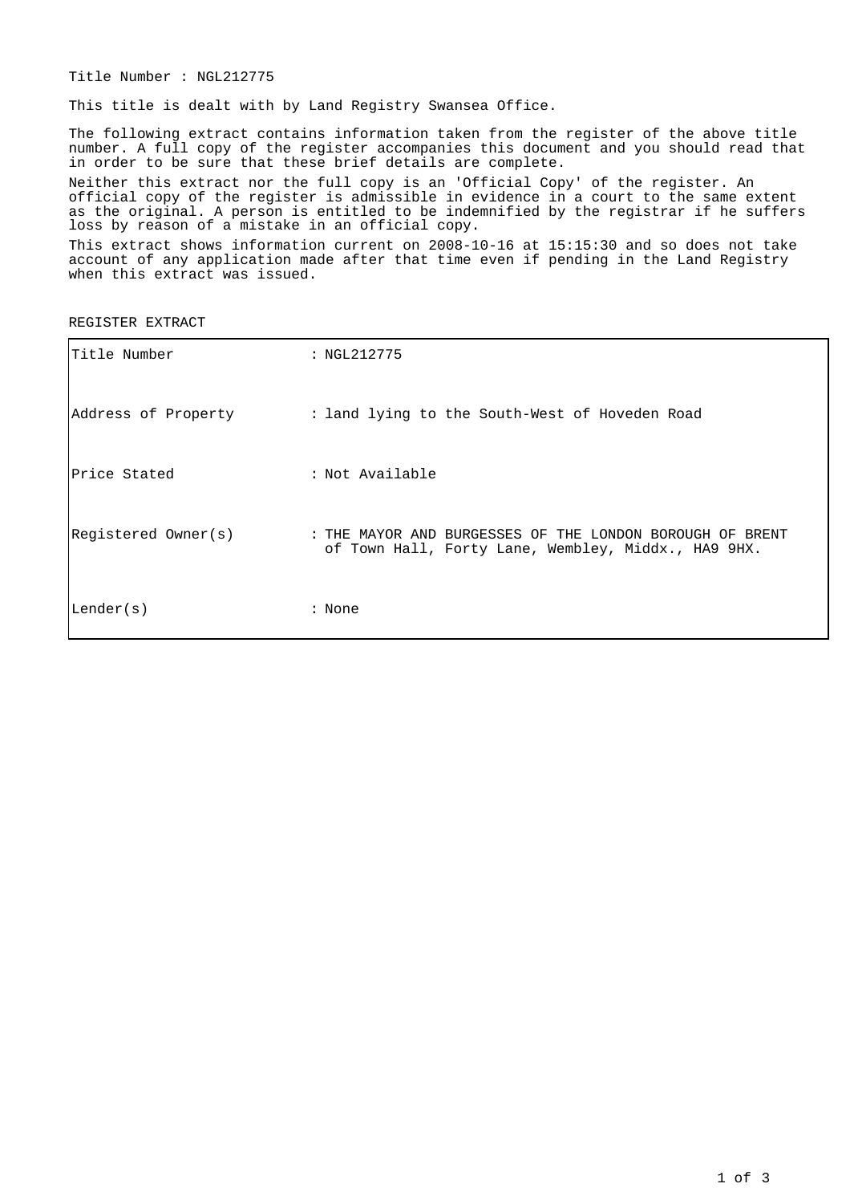Title Number : NGL212775

This title is dealt with by Land Registry Swansea Office.

The following extract contains information taken from the register of the above title number. A full copy of the register accompanies this document and you should read that in order to be sure that these brief details are complete.

Neither this extract nor the full copy is an 'Official Copy' of the register. An official copy of the register is admissible in evidence in a court to the same extent as the original. A person is entitled to be indemnified by the registrar if he suffers loss by reason of a mistake in an official copy.

This extract shows information current on 2008-10-16 at 15:15:30 and so does not take account of any application made after that time even if pending in the Land Registry when this extract was issued.

REGISTER EXTRACT

| | |
|---|---|
| Title Number | : NGL212775 |
| Address of Property | : land lying to the South-West of Hoveden Road |
| Price Stated | : Not Available |
| Registered Owner(s) | : THE MAYOR AND BURGESSES OF THE LONDON BOROUGH OF BRENT of Town Hall, Forty Lane, Wembley, Middx., HA9 9HX. |
| Lender(s) | : None |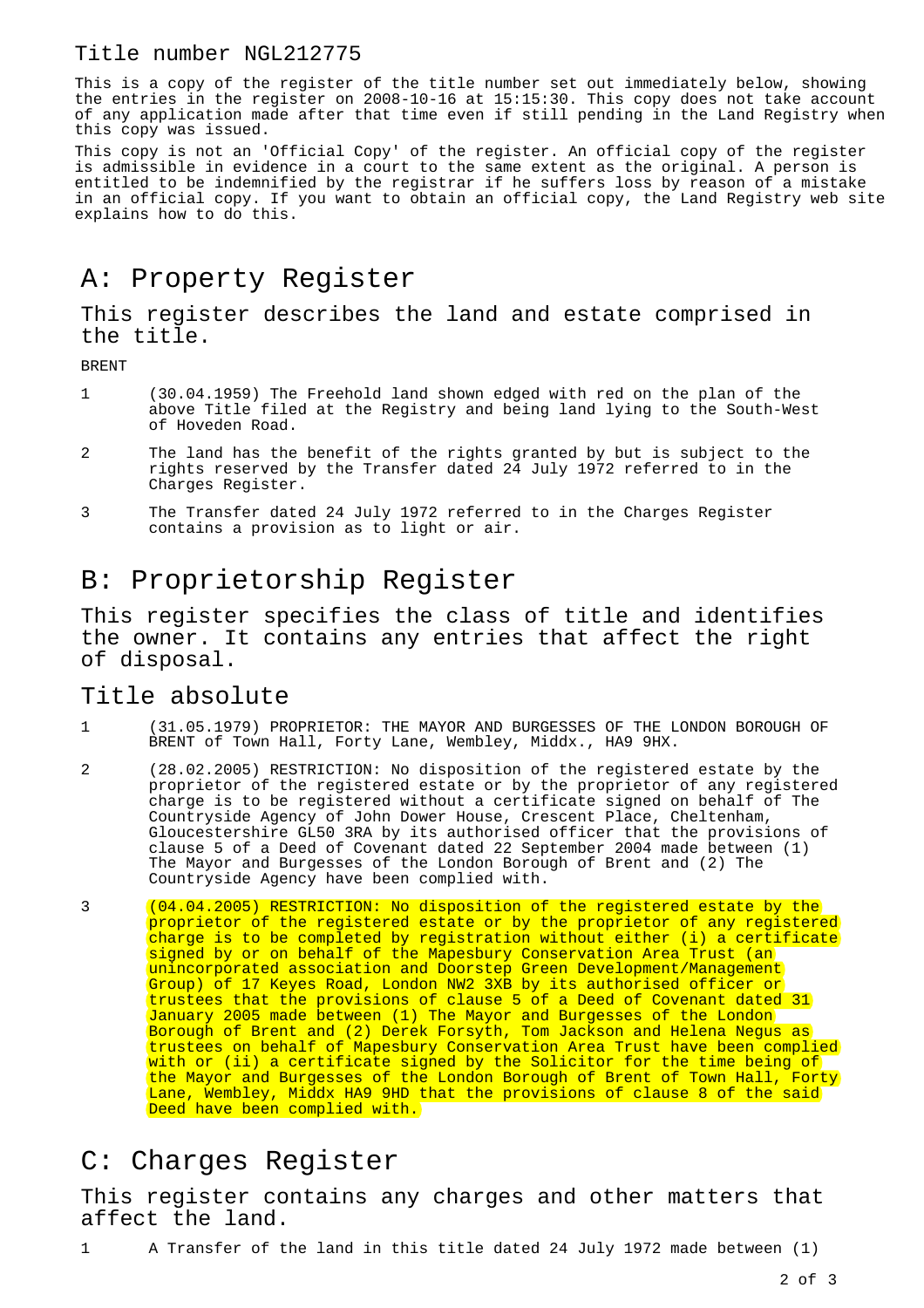## Title number NGL212775

This is a copy of the register of the title number set out immediately below, showing the entries in the register on 2008-10-16 at 15:15:30. This copy does not take account of any application made after that time even if still pending in the Land Registry when this copy was issued.

This copy is not an 'Official Copy' of the register. An official copy of the register is admissible in evidence in a court to the same extent as the original. A person is entitled to be indemnified by the registrar if he suffers loss by reason of a mistake in an official copy. If you want to obtain an official copy, the Land Registry web site explains how to do this.

# A: Property Register

## This register describes the land and estate comprised in the title.

BRENT

1 (30.04.1959) The Freehold land shown edged with red on the plan of the above Title filed at the Registry and being land lying to the South-West of Hoveden Road.

2 The land has the benefit of the rights granted by but is subject to the rights reserved by the Transfer dated 24 July 1972 referred to in the Charges Register.

3 The Transfer dated 24 July 1972 referred to in the Charges Register contains a provision as to light or air.

# B: Proprietorship Register

## This register specifies the class of title and identifies the owner. It contains any entries that affect the right of disposal.

## Title absolute

1 (31.05.1979) PROPRIETOR: THE MAYOR AND BURGESSES OF THE LONDON BOROUGH OF BRENT of Town Hall, Forty Lane, Wembley, Middx., HA9 9HX.

2 (28.02.2005) RESTRICTION: No disposition of the registered estate by the proprietor of the registered estate or by the proprietor of any registered charge is to be registered without a certificate signed on behalf of The Countryside Agency of John Dower House, Crescent Place, Cheltenham, Gloucestershire GL50 3RA by its authorised officer that the provisions of clause 5 of a Deed of Covenant dated 22 September 2004 made between (1) The Mayor and Burgesses of the London Borough of Brent and (2) The Countryside Agency have been complied with.

3 (04.04.2005) RESTRICTION: No disposition of the registered estate by the proprietor of the registered estate or by the proprietor of any registered charge is to be completed by registration without either (i) a certificate signed by or on behalf of the Mapesbury Conservation Area Trust (an unincorporated association and Doorstep Green Development/Management Group) of 17 Keyes Road, London NW2 3XB by its authorised officer or trustees that the provisions of clause 5 of a Deed of Covenant dated 31 January 2005 made between (1) The Mayor and Burgesses of the London Borough of Brent and (2) Derek Forsyth, Tom Jackson and Helena Negus as trustees on behalf of Mapesbury Conservation Area Trust have been complied with or (ii) a certificate signed by the Solicitor for the time being of the Mayor and Burgesses of the London Borough of Brent of Town Hall, Forty Lane, Wembley, Middx HA9 9HD that the provisions of clause 8 of the said Deed have been complied with.

# C: Charges Register

## This register contains any charges and other matters that affect the land.

1 A Transfer of the land in this title dated 24 July 1972 made between (1)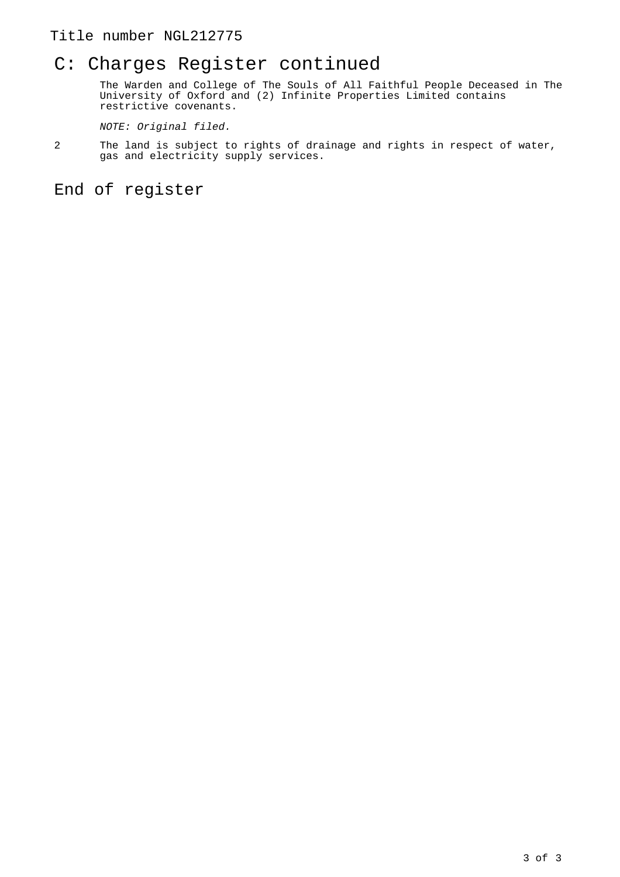Title number NGL212775

# C: Charges Register continued

The Warden and College of The Souls of All Faithful People Deceased in The University of Oxford and (2) Infinite Properties Limited contains restrictive covenants.

*NOTE: Original filed.*

2 The land is subject to rights of drainage and rights in respect of water, gas and electricity supply services.

# End of register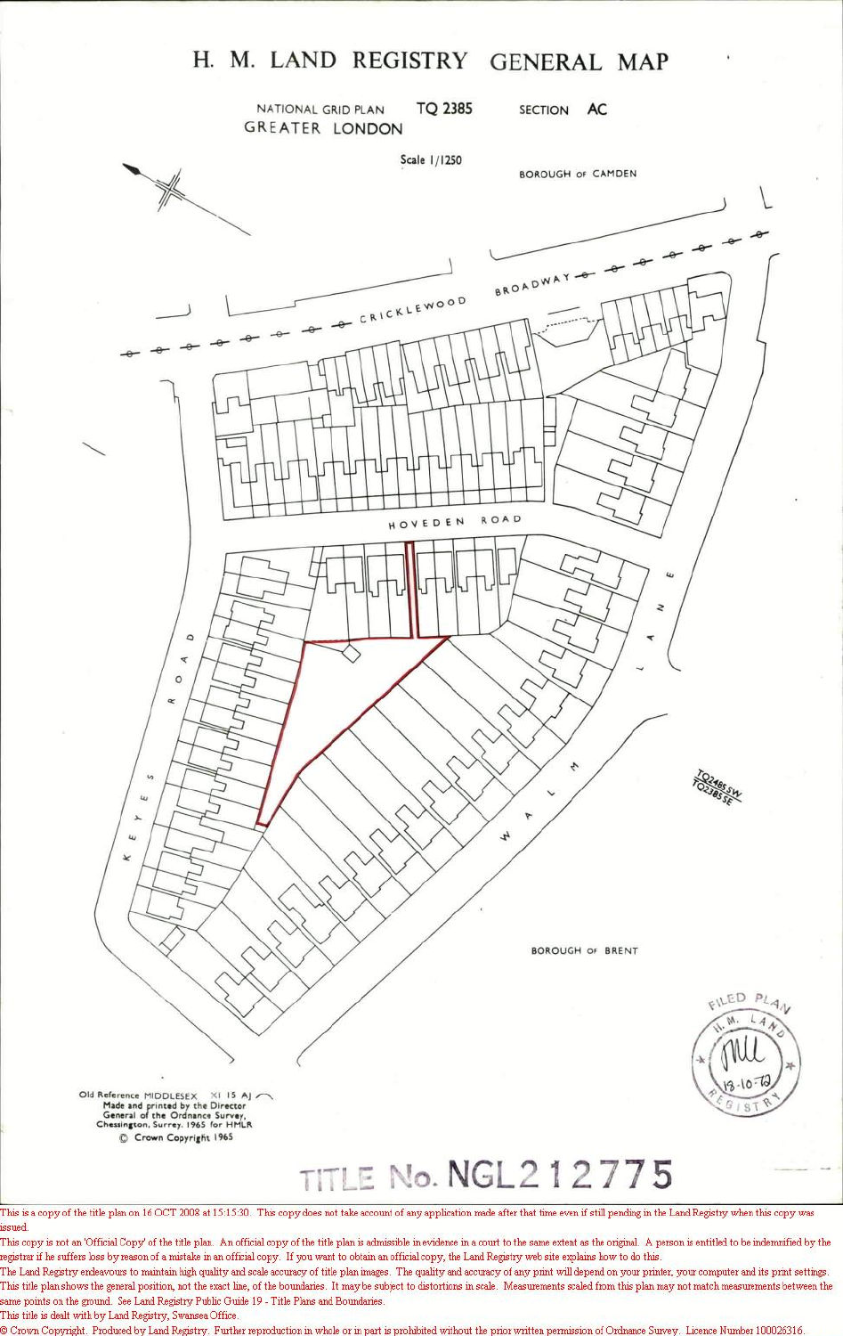# H. M. LAND REGISTRY GENERAL MAP

NATIONAL GRID PLAN TQ 2385 SECTION AC

GREATER LONDON

Scale 1/1250

BOROUGH OF CAMDEN

CRICKLEWOOD BROADWAY

HOVEDEN ROAD

KEYES ROAD

WALM LANE

TQ2485SW
TQ2385SE

BOROUGH OF BRENT

FILED PLAN H.M. LAND REGISTRY 18-10-72

Old Reference MIDDLESEX XI 15 AJ
Made and printed by the Director General of the Ordnance Survey, Chessington, Surrey. 1965 for HMLR
© Crown Copyright 1965

TITLE No. NGL212775

This is a copy of the title plan on 16 OCT 2008 at 15:15:30. This copy does not take account of any application made after that time even if still pending in the Land Registry when this copy was issued.

This copy is not an 'Official Copy' of the title plan. An official copy of the title plan is admissible in evidence in a court to the same extent as the original. A person is entitled to be indemnified by the registrar if he suffers loss by reason of a mistake in an official copy. If you want to obtain an official copy, the Land Registry web site explains how to do this.

The Land Registry endeavours to maintain high quality and scale accuracy of title plan images. The quality and accuracy of any print will depend on your printer, your computer and its print settings. This title plan shows the general position, not the exact line, of the boundaries. It may be subject to distortions in scale. Measurements scaled from this plan may not match measurements between the same points on the ground. See Land Registry Public Guide 19 - Title Plans and Boundaries.

This title is dealt with by Land Registry, Swansea Office.

© Crown Copyright. Produced by Land Registry. Further reproduction in whole or in part is prohibited without the prior written permission of Ordnance Survey. Licence Number 100026316.